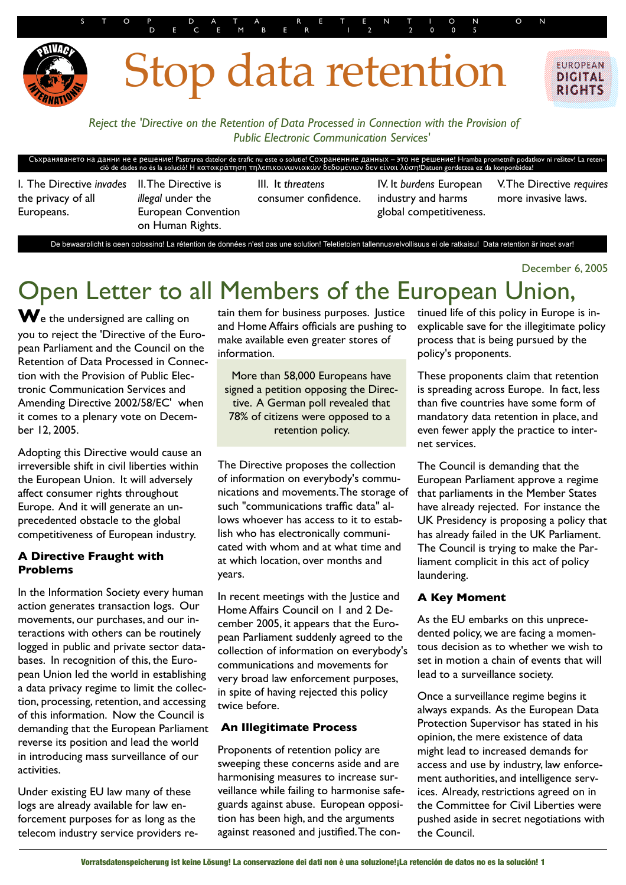STOP DATA RETENTION ON DECEMBER 12 2005

# Stop data retention

*Reject the 'Directive on the Retention of Data Processed in Connection with the Provision of Public Electronic Communication Services'*

Съхраняването на данни не е решение! Pastrarea datelor de trafic nu este o solutie! Сохраненние данных – это не решение! Hramba prometnih podatkov ni rešitev! La retenció de dades no és la solució! Η κατακράτηση τηλεπικοινωνιακών δεδομένων δεν είναι λύση!Datuen gordetzea ez da konponbidea!

I. The Directive *invades* the privacy of all Europeans.

II. The Directive is *illegal* under the European Convention on Human Rights.

III. It *threatens* consumer confidence.

IV. It *burdens* European industry and harms global competitiveness.

V. The Directive *requires* more invasive laws.

De bewaarplicht is geen oplossing! La rétention de données n'est pas une solution! Teletietojen tallennusvelvollisuus ei ole ratkaisu! Data retention är inget svar!

December 6, 2005

# Open Letter to all Members of the European Union,

**W**e the undersigned are calling on you to reject the 'Directive of the European Parliament and the Council on the Retention of Data Processed in Connection with the Provision of Public Electronic Communication Services and Amending Directive 2002/58/EC' when it comes to a plenary vote on December 12, 2005.

Adopting this Directive would cause an irreversible shift in civil liberties within the European Union. It will adversely affect consumer rights throughout Europe. And it will generate an unprecedented obstacle to the global competitiveness of European industry.

### A Directive Fraught with Problems

In the Information Society every human action generates transaction logs. Our movements, our purchases, and our interactions with others can be routinely logged in public and private sector databases. In recognition of this, the European Union led the world in establishing a data privacy regime to limit the collection, processing, retention, and accessing of this information. Now the Council is demanding that the European Parliament reverse its position and lead the world in introducing mass surveillance of our activities.

Under existing EU law many of these logs are already available for law enforcement purposes for as long as the telecom industry service providers retain them for business purposes. Justice and Home Affairs officials are pushing to make available even greater stores of information.

> More than 58,000 Europeans have signed a petition opposing the Directive. A German poll revealed that 78% of citizens were opposed to a retention policy.

The Directive proposes the collection of information on everybody's communications and movements. The storage of such "communications traffic data" allows whoever has access to it to establish who has electronically communicated with whom and at what time and at which location, over months and years.

In recent meetings with the Justice and Home Affairs Council on 1 and 2 December 2005, it appears that the European Parliament suddenly agreed to the collection of information on everybody's communications and movements for very broad law enforcement purposes, in spite of having rejected this policy twice before.

### An Illegitimate Process

Proponents of retention policy are sweeping these concerns aside and are harmonising measures to increase surveillance while failing to harmonise safeguards against abuse. European opposition has been high, and the arguments against reasoned and justified. The continued life of this policy in Europe is inexplicable save for the illegitimate policy process that is being pursued by the policy's proponents.

These proponents claim that retention is spreading across Europe. In fact, less than five countries have some form of mandatory data retention in place, and even fewer apply the practice to internet services.

The Council is demanding that the European Parliament approve a regime that parliaments in the Member States have already rejected. For instance the UK Presidency is proposing a policy that has already failed in the UK Parliament. The Council is trying to make the Parliament complicit in this act of policy laundering.

### A Key Moment

As the EU embarks on this unprecedented policy, we are facing a momentous decision as to whether we wish to set in motion a chain of events that will lead to a surveillance society.

Once a surveillance regime begins it always expands. As the European Data Protection Supervisor has stated in his opinion, the mere existence of data might lead to increased demands for access and use by industry, law enforcement authorities, and intelligence services. Already, restrictions agreed on in the Committee for Civil Liberties were pushed aside in secret negotiations with the Council.

**Vorratsdatenspeicherung ist keine Lösung! La conservazione dei dati non è una soluzione!¡La retención de datos no es la solución!**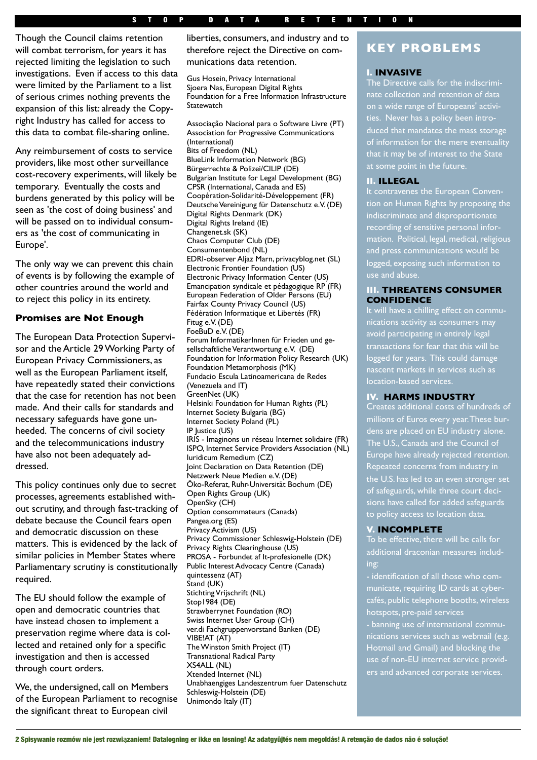Though the Council claims retention will combat terrorism, for years it has rejected limiting the legislation to such investigations. Even if access to this data were limited by the Parliament to a list of serious crimes nothing prevents the expansion of this list: already the Copyright Industry has called for access to this data to combat file-sharing online.

Any reimbursement of costs to service providers, like most other surveillance cost-recovery experiments, will likely be temporary. Eventually the costs and burdens generated by this policy will be seen as 'the cost of doing business' and will be passed on to individual consumers as 'the cost of communicating in Europe'.

The only way we can prevent this chain of events is by following the example of other countries around the world and to reject this policy in its entirety.

### Promises are Not Enough

The European Data Protection Supervisor and the Article 29 Working Party of European Privacy Commissioners, as well as the European Parliament itself, have repeatedly stated their convictions that the case for retention has not been made. And their calls for standards and necessary safeguards have gone unheeded. The concerns of civil society and the telecommunications industry have also not been adequately addressed.

This policy continues only due to secret processes, agreements established without scrutiny, and through fast-tracking of debate because the Council fears open and democratic discussion on these matters. This is evidenced by the lack of similar policies in Member States where Parliamentary scrutiny is constitutionally required.

The EU should follow the example of open and democratic countries that have instead chosen to implement a preservation regime where data is collected and retained only for a specific investigation and then is accessed through court orders.

We, the undersigned, call on Members of the European Parliament to recognise the significant threat to European civil liberties, consumers, and industry and to therefore reject the Directive on communications data retention.

Gus Hosein, Privacy International
Sjoera Nas, European Digital Rights
Foundation for a Free Information Infrastructure
Statewatch

Associação Nacional para o Software Livre (PT)
Association for Progressive Communications (International)
Bits of Freedom (NL)
BlueLink Information Network (BG)
Bürgerrechte & Polizei/CILIP (DE)
Bulgarian Institute for Legal Development (BG)
CPSR (International, Canada and ES)
Coopération-Solidarité-Développement (FR)
Deutsche Vereinigung für Datenschutz e.V. (DE)
Digital Rights Denmark (DK)
Digital Rights Ireland (IE)
Changenet.sk (SK)
Chaos Computer Club (DE)
Consumentenbond (NL)
EDRI-observer Aljaz Marn, privacyblog.net (SL)
Electronic Frontier Foundation (US)
Electronic Privacy Information Center (US)
Emancipation syndicale et pédagogique RP (FR)
European Federation of Older Persons (EU)
Fairfax County Privacy Council (US)
Fédération Informatique et Libertés (FR)
Fitug e.V. (DE)
FoeBuD e.V. (DE)
Forum InformatikerInnen für Frieden und gesellschaftliche Verantwortung e.V. (DE)
Foundation for Information Policy Research (UK)
Foundation Metamorphosis (MK)
Fundacio Escula Latinoamericana de Redes (Venezuela and IT)
GreenNet (UK)
Helsinki Foundation for Human Rights (PL)
Internet Society Bulgaria (BG)
Internet Society Poland (PL)
IP Justice (US)
IRIS - Imaginons un réseau Internet solidaire (FR)
ISPO, Internet Service Providers Association (NL)
Iuridicum Remedium (CZ)
Joint Declaration on Data Retention (DE)
Netzwerk Neue Medien e.V. (DE)
Öko-Referat, Ruhr-Universität Bochum (DE)
Open Rights Group (UK)
OpenSky (CH)
Option consommateurs (Canada)
Pangea.org (ES)
Privacy Activism (US)
Privacy Commissioner Schleswig-Holstein (DE)
Privacy Rights Clearinghouse (US)
PROSA - Forbundet af It-profesionelle (DK)
Public Interest Advocacy Centre (Canada)
quintessenz (AT)
Stand (UK)
Stichting Vrijschrift (NL)
Stop1984 (DE)
Strawberrynet Foundation (RO)
Swiss Internet User Group (CH)
ver.di Fachgruppenvorstand Banken (DE)
VIBE!AT (AT)
The Winston Smith Project (IT)
Transnational Radical Party
XS4ALL (NL)
Xtended Internet (NL)
Unabhaengiges Landeszentrum fuer Datenschutz Schleswig-Holstein (DE)
Unimondo Italy (IT)

## KEY PROBLEMS

### I. INVASIVE

The Directive calls for the indiscriminate collection and retention of data on a wide range of Europeans' activities. Never has a policy been introduced that mandates the mass storage of information for the mere eventuality that it may be of interest to the State at some point in the future.

### II. ILLEGAL

It contravenes the European Convention on Human Rights by proposing the indiscriminate and disproportionate recording of sensitive personal information. Political, legal, medical, religious and press communications would be logged, exposing such information to use and abuse.

### III. THREATENS CONSUMER CONFIDENCE

It will have a chilling effect on communications activity as consumers may avoid participating in entirely legal transactions for fear that this will be logged for years. This could damage nascent markets in services such as location-based services.

### IV. HARMS INDUSTRY

Creates additional costs of hundreds of millions of Euros every year. These burdens are placed on EU industry alone. The U.S., Canada and the Council of Europe have already rejected retention. Repeated concerns from industry in the U.S. has led to an even stronger set of safeguards, while three court decisions have called for added safeguards to policy access to location data.

### V. INCOMPLETE

To be effective, there will be calls for additional draconian measures including:

- identification of all those who communicate, requiring ID cards at cybercafés, public telephone booths, wireless hotspots, pre-paid services
- banning use of international communications services such as webmail (e.g. Hotmail and Gmail) and blocking the use of non-EU internet service providers and advanced corporate services.

**Spisywanie rozmów nie jest rozwiązaniem! Datalogning er ikke en løsning! Az adatgyûjtés nem megoldás! A retenção de dados não é solução!**